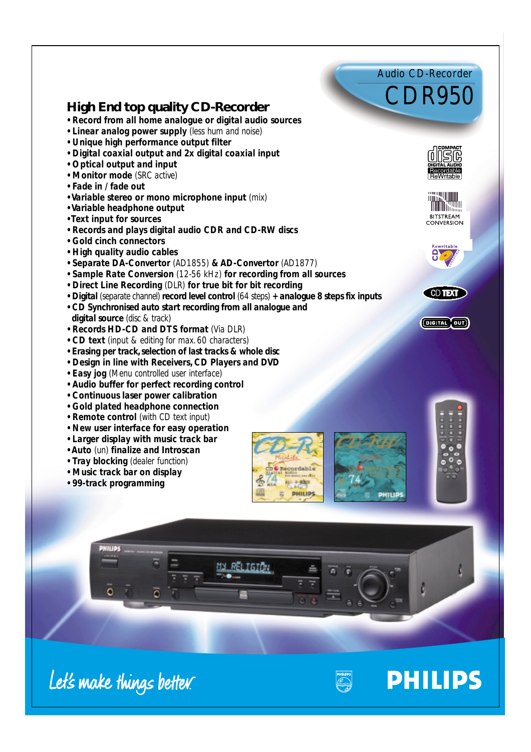Audio CD-Recorder

# CDR950

## High End top quality CD-Recorder

- **Record from all home analogue or digital audio sources**
- **Linear analog power supply** (less hum and noise)
- **Unique high performance output filter**
- **Digital coaxial output and 2x digital coaxial input**
- **Optical output and input**
- **Monitor mode** (SRC active)
- **Fade in / fade out**
- **Variable stereo or mono microphone input** (mix)
- **Variable headphone output**
- **Text input for sources**
- **Records and plays digital audio CDR and CD-RW discs**
- **Gold cinch connectors**
- **High quality audio cables**
- **Separate DA-Convertor** (AD1855) **& AD-Convertor** (AD1877)
- **Sample Rate Conversion** (12-56 kHz) **for recording from all sources**
- **Direct Line Recording** (DLR) **for true bit for bit recording**
- **Digital** (separate channel) **record level control** (64 steps) **+ analogue 8 steps fix inputs**
- **CD Synchronised auto start recording from all analogue and digital source** (disc & track)
- **Records HD-CD and DTS format** (Via DLR)
- **CD text** (input & editing for max. 60 characters)
- **Erasing per track, selection of last tracks & whole disc**
- **Design in line with Receivers, CD Players and DVD**
- **Easy jog** (Menu controlled user interface)
- **Audio buffer for perfect recording control**
- **Continuous laser power calibration**
- **Gold plated headphone connection**
- **Remote control** (with CD text input)
- **New user interface for easy operation**
- **Larger display with music track bar**
- **Auto** (un) **finalize and Introscan**
- **Tray blocking** (dealer function)
- **Music track bar on display**
- **99-track programming**

Let's make things better.

PHILIPS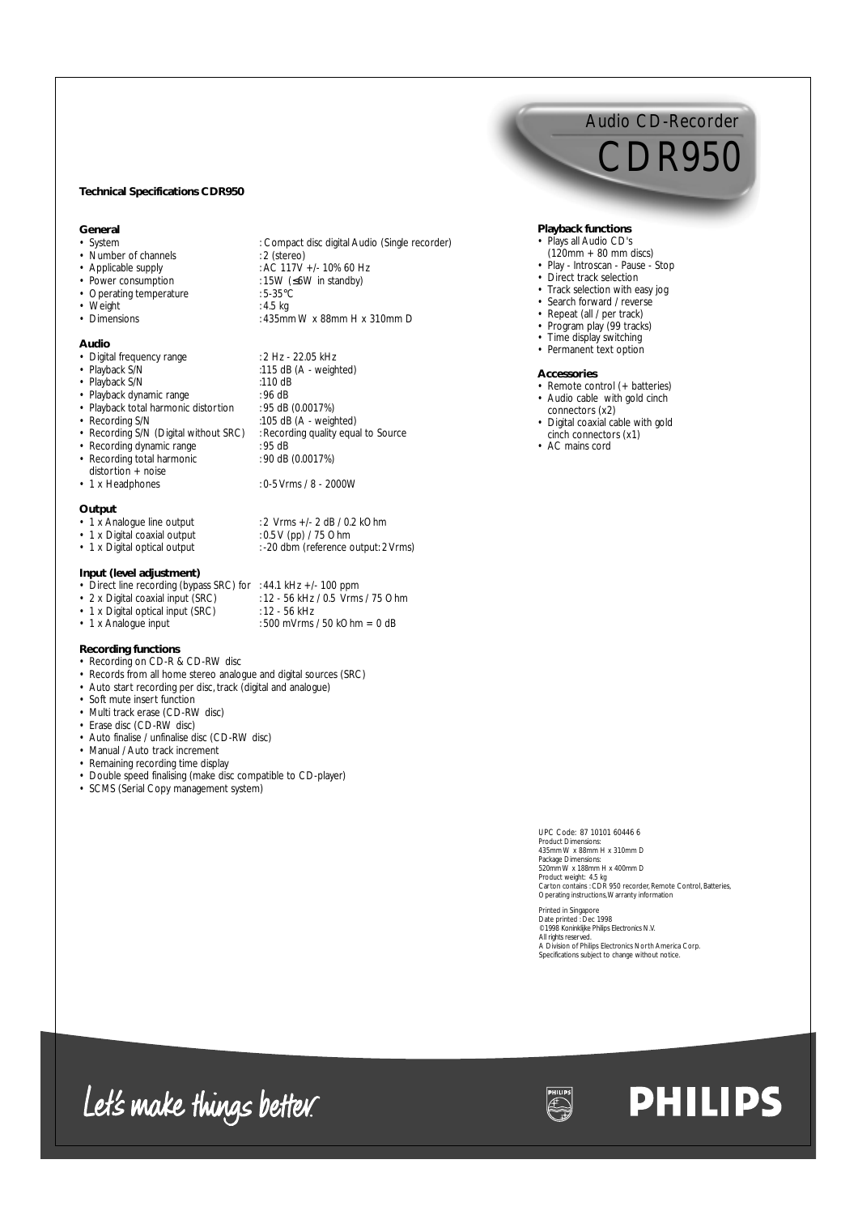# Audio CD-Recorder

# CDR950

**Technical Specifications CDR950**

### General

- System : Compact disc digital Audio (Single recorder)
- Number of channels : 2 (stereo)
- Applicable supply : AC 117V +/- 10% 60 Hz
- Power consumption : 15W (≤6W in standby)
- Operating temperature : 5-35°C
- Weight : 4.5 kg
- Dimensions : 435mm W x 88mm H x 310mm D

### Audio

- Digital frequency range : 2 Hz - 22.05 kHz
- Playback S/N : 115 dB (A - weighted)
- Playback S/N : 110 dB
- Playback dynamic range : 96 dB
- Playback total harmonic distortion : 95 dB (0.0017%)
- Recording S/N : 105 dB (A - weighted)
- Recording S/N (Digital without SRC) : Recording quality equal to Source
- Recording dynamic range : 95 dB
- Recording total harmonic distortion + noise : 90 dB (0.0017%)
- 1 x Headphones : 0-5 Vrms / 8 - 2000W

### Output

- 1 x Analogue line output : 2 Vrms +/- 2 dB / 0.2 kOhm
- 1 x Digital coaxial output : 0.5 V (pp) / 75 Ohm
- 1 x Digital optical output : -20 dbm (reference output: 2 Vrms)

### Input (level adjustment)

- Direct line recording (bypass SRC) for : 44.1 kHz +/- 100 ppm
- 2 x Digital coaxial input (SRC) : 12 - 56 kHz / 0.5 Vrms / 75 Ohm
- 1 x Digital optical input (SRC) : 12 - 56 kHz
- 1 x Analogue input : 500 mVrms / 50 kOhm = 0 dB

### Recording functions

- Recording on CD-R & CD-RW disc
- Records from all home stereo analogue and digital sources (SRC)
- Auto start recording per disc, track (digital and analogue)
- Soft mute insert function
- Multi track erase (CD-RW disc)
- Erase disc (CD-RW disc)
- Auto finalise / unfinalise disc (CD-RW disc)
- Manual / Auto track increment
- Remaining recording time display
- Double speed finalising (make disc compatible to CD-player)
- SCMS (Serial Copy management system)

### Playback functions

- Plays all Audio CD's (120mm + 80 mm discs)
- Play - Introscan - Pause - Stop
- Direct track selection
- Track selection with easy jog
- Search forward / reverse
- Repeat (all / per track)
- Program play (99 tracks)
- Time display switching
- Permanent text option

### Accessories

- Remote control (+ batteries)
- Audio cable with gold cinch connectors (x2)
- Digital coaxial cable with gold cinch connectors (x1)
- AC mains cord

UPC Code: 87 10101 60446 6
Product Dimensions:
435mm W x 88mm H x 310mm D
Package Dimensions:
520mm W x 188mm H x 400mm D
Product weight: 4.5 kg
Carton contains : CDR 950 recorder, Remote Control, Batteries, Operating instructions, Warranty information

Printed in Singapore
Date printed : Dec 1998
©1998 Koninklijke Philips Electronics N.V.
All rights reserved.
A Division of Philips Electronics North America Corp.
Specifications subject to change without notice.

Let's make things better.

PHILIPS